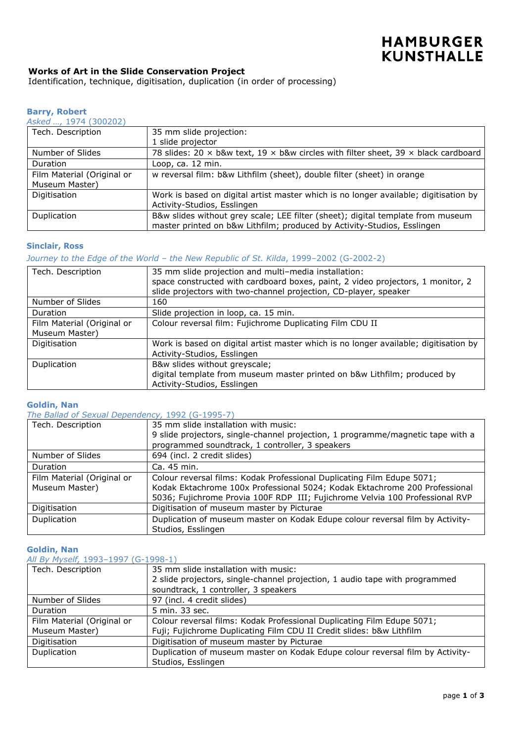HAMBURGER KUNSTHALLE

# Works of Art in the Slide Conservation Project

Identification, technique, digitisation, duplication (in order of processing)

## Barry, Robert

*Asked …*, 1974 (300202)

| | |
|---|---|
| Tech. Description | 35 mm slide projection:<br>1 slide projector |
| Number of Slides | 78 slides: 20 × b&w text, 19 × b&w circles with filter sheet, 39 × black cardboard |
| Duration | Loop, ca. 12 min. |
| Film Material (Original or Museum Master) | w reversal film: b&w Lithfilm (sheet), double filter (sheet) in orange |
| Digitisation | Work is based on digital artist master which is no longer available; digitisation by Activity-Studios, Esslingen |
| Duplication | B&w slides without grey scale; LEE filter (sheet); digital template from museum master printed on b&w Lithfilm; produced by Activity-Studios, Esslingen |

## Sinclair, Ross

*Journey to the Edge of the World – the New Republic of St. Kilda*, 1999–2002 (G-2002-2)

| | |
|---|---|
| Tech. Description | 35 mm slide projection and multi–media installation:<br>space constructed with cardboard boxes, paint, 2 video projectors, 1 monitor, 2 slide projectors with two-channel projection, CD-player, speaker |
| Number of Slides | 160 |
| Duration | Slide projection in loop, ca. 15 min. |
| Film Material (Original or Museum Master) | Colour reversal film: Fujichrome Duplicating Film CDU II |
| Digitisation | Work is based on digital artist master which is no longer available; digitisation by Activity-Studios, Esslingen |
| Duplication | B&w slides without greyscale;<br>digital template from museum master printed on b&w Lithfilm; produced by Activity-Studios, Esslingen |

## Goldin, Nan

*The Ballad of Sexual Dependency*, 1992 (G-1995-7)

| | |
|---|---|
| Tech. Description | 35 mm slide installation with music:<br>9 slide projectors, single-channel projection, 1 programme/magnetic tape with a programmed soundtrack, 1 controller, 3 speakers |
| Number of Slides | 694 (incl. 2 credit slides) |
| Duration | Ca. 45 min. |
| Film Material (Original or Museum Master) | Colour reversal films: Kodak Professional Duplicating Film Edupe 5071; Kodak Ektachrome 100x Professional 5024; Kodak Ektachrome 200 Professional 5036; Fujichrome Provia 100F RDP III; Fujichrome Velvia 100 Professional RVP |
| Digitisation | Digitisation of museum master by Picturae |
| Duplication | Duplication of museum master on Kodak Edupe colour reversal film by Activity-Studios, Esslingen |

## Goldin, Nan

*All By Myself*, 1993–1997 (G-1998-1)

| | |
|---|---|
| Tech. Description | 35 mm slide installation with music:<br>2 slide projectors, single-channel projection, 1 audio tape with programmed soundtrack, 1 controller, 3 speakers |
| Number of Slides | 97 (incl. 4 credit slides) |
| Duration | 5 min. 33 sec. |
| Film Material (Original or Museum Master) | Colour reversal films: Kodak Professional Duplicating Film Edupe 5071; Fuji; Fujichrome Duplicating Film CDU II Credit slides: b&w Lithfilm |
| Digitisation | Digitisation of museum master by Picturae |
| Duplication | Duplication of museum master on Kodak Edupe colour reversal film by Activity-Studios, Esslingen |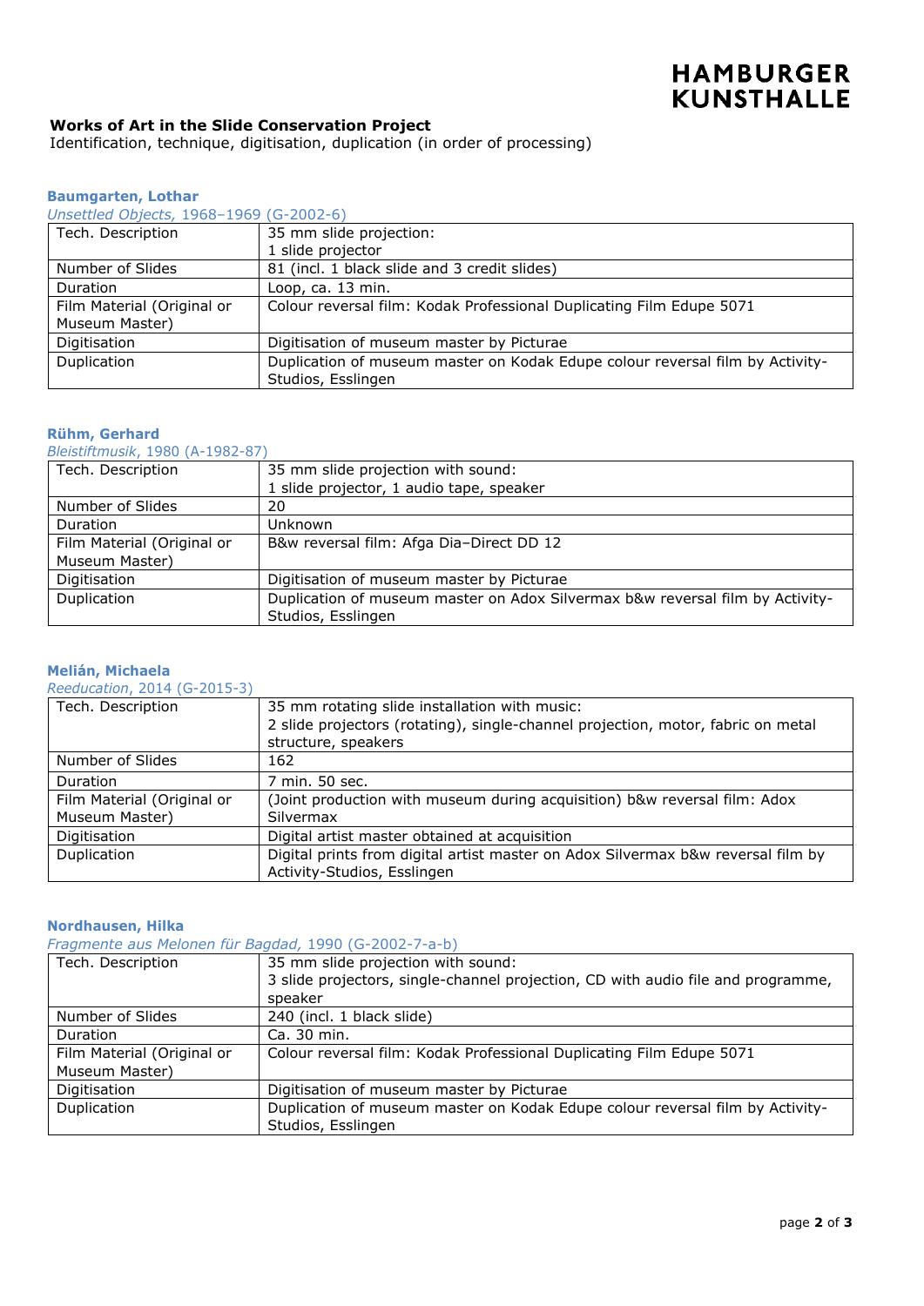**HAMBURGER KUNSTHALLE**

**Works of Art in the Slide Conservation Project**
Identification, technique, digitisation, duplication (in order of processing)

### Baumgarten, Lothar

*Unsettled Objects*, 1968–1969 (G-2002-6)

| | |
|---|---|
| Tech. Description | 35 mm slide projection:<br>1 slide projector |
| Number of Slides | 81 (incl. 1 black slide and 3 credit slides) |
| Duration | Loop, ca. 13 min. |
| Film Material (Original or Museum Master) | Colour reversal film: Kodak Professional Duplicating Film Edupe 5071 |
| Digitisation | Digitisation of museum master by Picturae |
| Duplication | Duplication of museum master on Kodak Edupe colour reversal film by Activity-Studios, Esslingen |

### Rühm, Gerhard

*Bleistiftmusik*, 1980 (A-1982-87)

| | |
|---|---|
| Tech. Description | 35 mm slide projection with sound:<br>1 slide projector, 1 audio tape, speaker |
| Number of Slides | 20 |
| Duration | Unknown |
| Film Material (Original or Museum Master) | B&w reversal film: Afga Dia–Direct DD 12 |
| Digitisation | Digitisation of museum master by Picturae |
| Duplication | Duplication of museum master on Adox Silvermax b&w reversal film by Activity-Studios, Esslingen |

### Melián, Michaela

*Reeducation*, 2014 (G-2015-3)

| | |
|---|---|
| Tech. Description | 35 mm rotating slide installation with music:<br>2 slide projectors (rotating), single-channel projection, motor, fabric on metal structure, speakers |
| Number of Slides | 162 |
| Duration | 7 min. 50 sec. |
| Film Material (Original or Museum Master) | (Joint production with museum during acquisition) b&w reversal film: Adox Silvermax |
| Digitisation | Digital artist master obtained at acquisition |
| Duplication | Digital prints from digital artist master on Adox Silvermax b&w reversal film by Activity-Studios, Esslingen |

### Nordhausen, Hilka

*Fragmente aus Melonen für Bagdad,* 1990 (G-2002-7-a-b)

| | |
|---|---|
| Tech. Description | 35 mm slide projection with sound:<br>3 slide projectors, single-channel projection, CD with audio file and programme, speaker |
| Number of Slides | 240 (incl. 1 black slide) |
| Duration | Ca. 30 min. |
| Film Material (Original or Museum Master) | Colour reversal film: Kodak Professional Duplicating Film Edupe 5071 |
| Digitisation | Digitisation of museum master by Picturae |
| Duplication | Duplication of museum master on Kodak Edupe colour reversal film by Activity-Studios, Esslingen |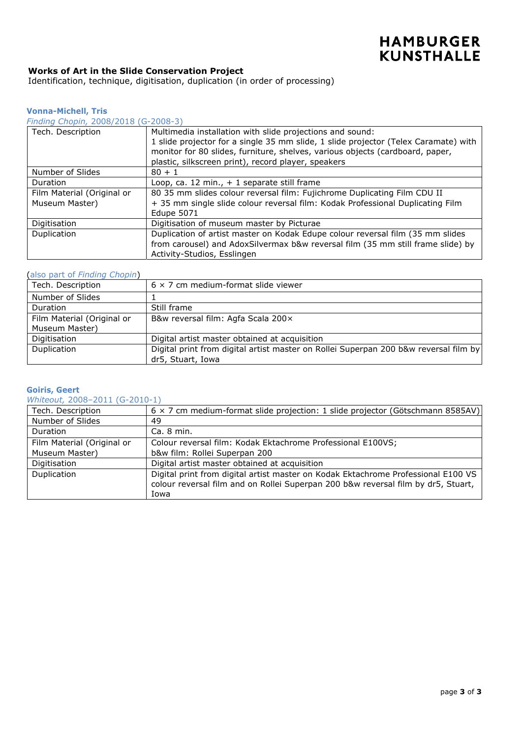HAMBURGER KUNSTHALLE

**Works of Art in the Slide Conservation Project**

Identification, technique, digitisation, duplication (in order of processing)

### Vonna-Michell, Tris

*Finding Chopin,* 2008/2018 (G-2008-3)

| | |
|---|---|
| Tech. Description | Multimedia installation with slide projections and sound: 1 slide projector for a single 35 mm slide, 1 slide projector (Telex Caramate) with monitor for 80 slides, furniture, shelves, various objects (cardboard, paper, plastic, silkscreen print), record player, speakers |
| Number of Slides | 80 + 1 |
| Duration | Loop, ca. 12 min., + 1 separate still frame |
| Film Material (Original or Museum Master) | 80 35 mm slides colour reversal film: Fujichrome Duplicating Film CDU II + 35 mm single slide colour reversal film: Kodak Professional Duplicating Film Edupe 5071 |
| Digitisation | Digitisation of museum master by Picturae |
| Duplication | Duplication of artist master on Kodak Edupe colour reversal film (35 mm slides from carousel) and AdoxSilvermax b&w reversal film (35 mm still frame slide) by Activity-Studios, Esslingen |

(also part of *Finding Chopin*)

| | |
|---|---|
| Tech. Description | 6 × 7 cm medium-format slide viewer |
| Number of Slides | 1 |
| Duration | Still frame |
| Film Material (Original or Museum Master) | B&w reversal film: Agfa Scala 200× |
| Digitisation | Digital artist master obtained at acquisition |
| Duplication | Digital print from digital artist master on Rollei Superpan 200 b&w reversal film by dr5, Stuart, Iowa |

### Goiris, Geert

*Whiteout,* 2008–2011 (G-2010-1)

| | |
|---|---|
| Tech. Description | 6 × 7 cm medium-format slide projection: 1 slide projector (Götschmann 8585AV) |
| Number of Slides | 49 |
| Duration | Ca. 8 min. |
| Film Material (Original or Museum Master) | Colour reversal film: Kodak Ektachrome Professional E100VS; b&w film: Rollei Superpan 200 |
| Digitisation | Digital artist master obtained at acquisition |
| Duplication | Digital print from digital artist master on Kodak Ektachrome Professional E100 VS colour reversal film and on Rollei Superpan 200 b&w reversal film by dr5, Stuart, Iowa |